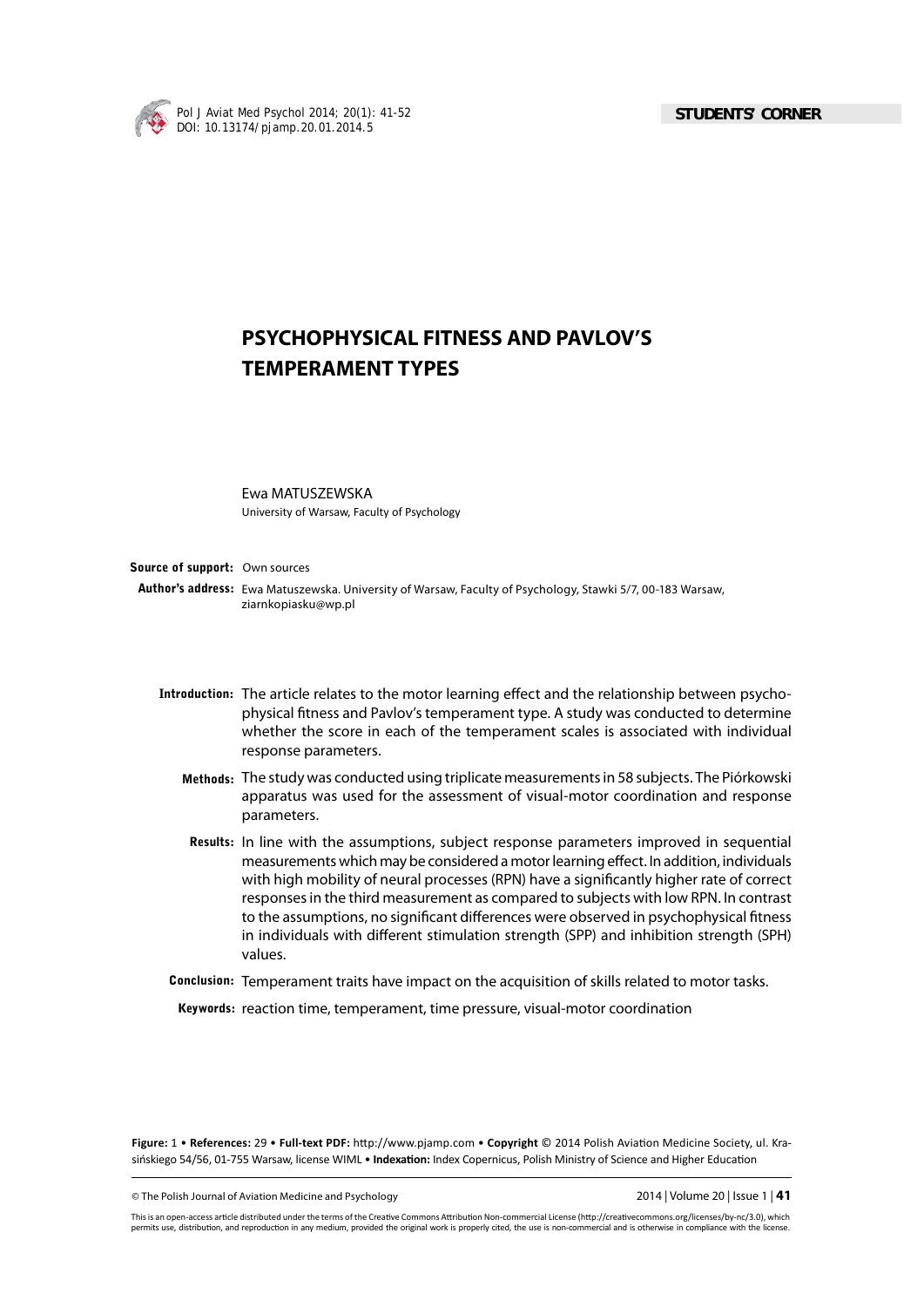STUDENTS' CORNER

# PSYCHOPHYSICAL FITNESS AND PAVLOV'S TEMPERAMENT TYPES

Ewa MATUSZEWSKA
University of Warsaw, Faculty of Psychology

**Source of support:** Own sources

**Author's address:** Ewa Matuszewska. University of Warsaw, Faculty of Psychology, Stawki 5/7, 00-183 Warsaw, ziarnkopiasku@wp.pl

**Introduction:** The article relates to the motor learning effect and the relationship between psychophysical fitness and Pavlov's temperament type. A study was conducted to determine whether the score in each of the temperament scales is associated with individual response parameters.

**Methods:** The study was conducted using triplicate measurements in 58 subjects. The Piórkowski apparatus was used for the assessment of visual-motor coordination and response parameters.

**Results:** In line with the assumptions, subject response parameters improved in sequential measurements which may be considered a motor learning effect. In addition, individuals with high mobility of neural processes (RPN) have a significantly higher rate of correct responses in the third measurement as compared to subjects with low RPN. In contrast to the assumptions, no significant differences were observed in psychophysical fitness in individuals with different stimulation strength (SPP) and inhibition strength (SPH) values.

**Conclusion:** Temperament traits have impact on the acquisition of skills related to motor tasks.

**Keywords:** reaction time, temperament, time pressure, visual-motor coordination

**Figure:** 1 • **References:** 29 • **Full-text PDF:** http://www.pjamp.com • **Copyright** © 2014 Polish Aviation Medicine Society, ul. Krasińskiego 54/56, 01-755 Warsaw, license WIML • **Indexation:** Index Copernicus, Polish Ministry of Science and Higher Education

This is an open-access article distributed under the terms of the Creative Commons Attribution Non-commercial License (http://creativecommons.org/licenses/by-nc/3.0), which permits use, distribution, and reproduction in any medium, provided the original work is properly cited, the use is non-commercial and is otherwise in compliance with the license.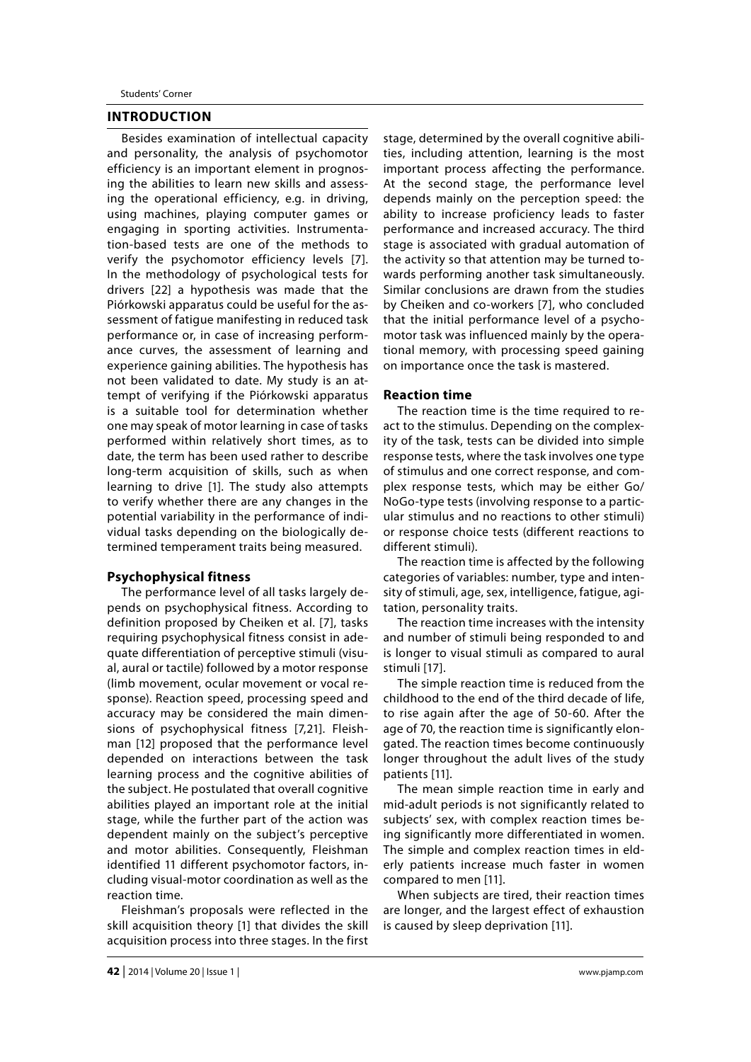## INTRODUCTION

Besides examination of intellectual capacity and personality, the analysis of psychomotor efficiency is an important element in prognosing the abilities to learn new skills and assessing the operational efficiency, e.g. in driving, using machines, playing computer games or engaging in sporting activities. Instrumentation-based tests are one of the methods to verify the psychomotor efficiency levels [7]. In the methodology of psychological tests for drivers [22] a hypothesis was made that the Piórkowski apparatus could be useful for the assessment of fatigue manifesting in reduced task performance or, in case of increasing performance curves, the assessment of learning and experience gaining abilities. The hypothesis has not been validated to date. My study is an attempt of verifying if the Piórkowski apparatus is a suitable tool for determination whether one may speak of motor learning in case of tasks performed within relatively short times, as to date, the term has been used rather to describe long-term acquisition of skills, such as when learning to drive [1]. The study also attempts to verify whether there are any changes in the potential variability in the performance of individual tasks depending on the biologically determined temperament traits being measured.

### Psychophysical fitness

The performance level of all tasks largely depends on psychophysical fitness. According to definition proposed by Cheiken et al. [7], tasks requiring psychophysical fitness consist in adequate differentiation of perceptive stimuli (visual, aural or tactile) followed by a motor response (limb movement, ocular movement or vocal response). Reaction speed, processing speed and accuracy may be considered the main dimensions of psychophysical fitness [7,21]. Fleishman [12] proposed that the performance level depended on interactions between the task learning process and the cognitive abilities of the subject. He postulated that overall cognitive abilities played an important role at the initial stage, while the further part of the action was dependent mainly on the subject's perceptive and motor abilities. Consequently, Fleishman identified 11 different psychomotor factors, including visual-motor coordination as well as the reaction time.

Fleishman's proposals were reflected in the skill acquisition theory [1] that divides the skill acquisition process into three stages. In the first stage, determined by the overall cognitive abilities, including attention, learning is the most important process affecting the performance. At the second stage, the performance level depends mainly on the perception speed: the ability to increase proficiency leads to faster performance and increased accuracy. The third stage is associated with gradual automation of the activity so that attention may be turned towards performing another task simultaneously. Similar conclusions are drawn from the studies by Cheiken and co-workers [7], who concluded that the initial performance level of a psychomotor task was influenced mainly by the operational memory, with processing speed gaining on importance once the task is mastered.

### Reaction time

The reaction time is the time required to react to the stimulus. Depending on the complexity of the task, tests can be divided into simple response tests, where the task involves one type of stimulus and one correct response, and complex response tests, which may be either Go/NoGo-type tests (involving response to a particular stimulus and no reactions to other stimuli) or response choice tests (different reactions to different stimuli).

The reaction time is affected by the following categories of variables: number, type and intensity of stimuli, age, sex, intelligence, fatigue, agitation, personality traits.

The reaction time increases with the intensity and number of stimuli being responded to and is longer to visual stimuli as compared to aural stimuli [17].

The simple reaction time is reduced from the childhood to the end of the third decade of life, to rise again after the age of 50-60. After the age of 70, the reaction time is significantly elongated. The reaction times become continuously longer throughout the adult lives of the study patients [11].

The mean simple reaction time in early and mid-adult periods is not significantly related to subjects' sex, with complex reaction times being significantly more differentiated in women. The simple and complex reaction times in elderly patients increase much faster in women compared to men [11].

When subjects are tired, their reaction times are longer, and the largest effect of exhaustion is caused by sleep deprivation [11].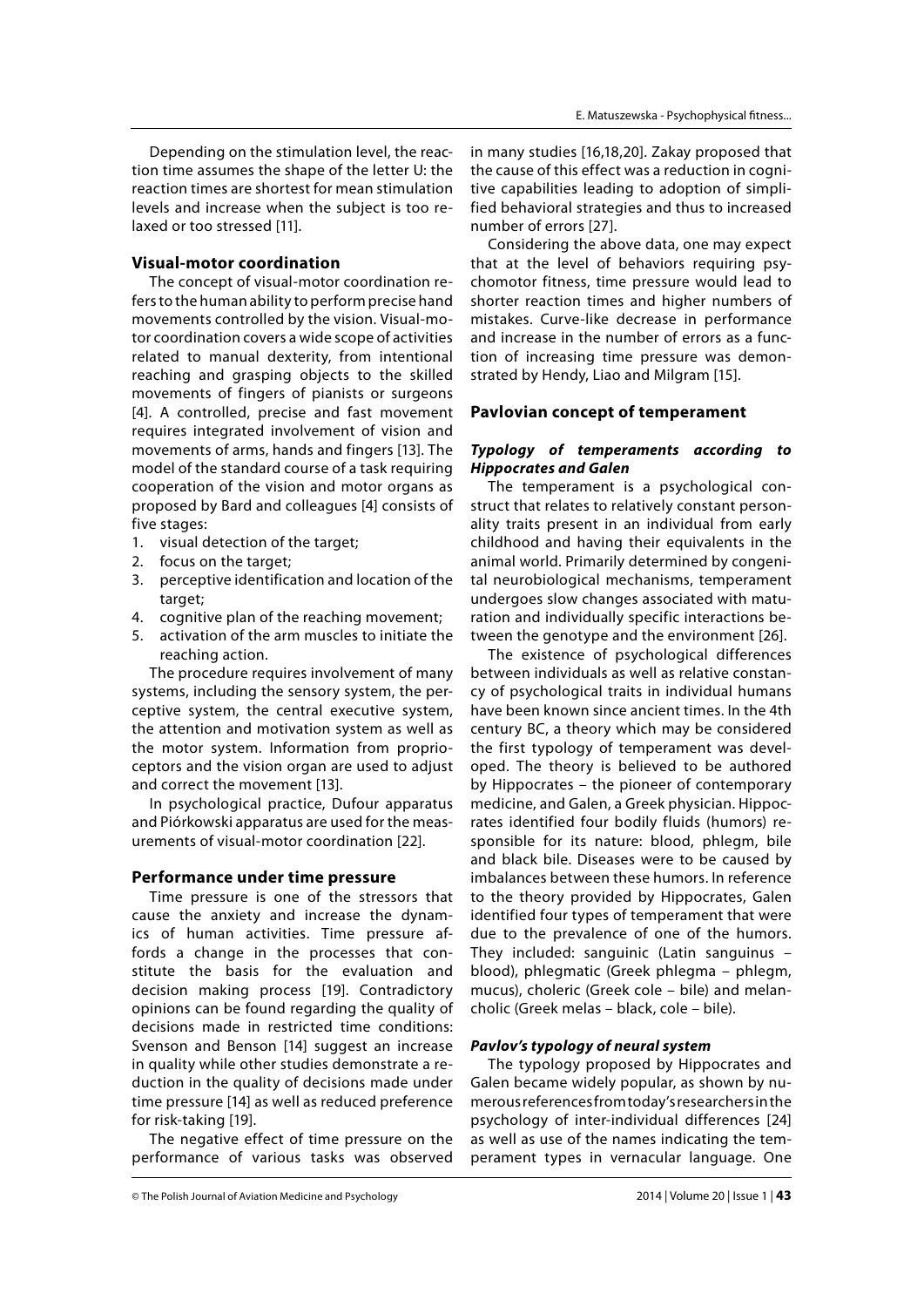Depending on the stimulation level, the reaction time assumes the shape of the letter U: the reaction times are shortest for mean stimulation levels and increase when the subject is too relaxed or too stressed [11].

## Visual-motor coordination

The concept of visual-motor coordination refers to the human ability to perform precise hand movements controlled by the vision. Visual-motor coordination covers a wide scope of activities related to manual dexterity, from intentional reaching and grasping objects to the skilled movements of fingers of pianists or surgeons [4]. A controlled, precise and fast movement requires integrated involvement of vision and movements of arms, hands and fingers [13]. The model of the standard course of a task requiring cooperation of the vision and motor organs as proposed by Bard and colleagues [4] consists of five stages:

1. visual detection of the target;
2. focus on the target;
3. perceptive identification and location of the target;
4. cognitive plan of the reaching movement;
5. activation of the arm muscles to initiate the reaching action.

The procedure requires involvement of many systems, including the sensory system, the perceptive system, the central executive system, the attention and motivation system as well as the motor system. Information from proprioceptors and the vision organ are used to adjust and correct the movement [13].

In psychological practice, Dufour apparatus and Piórkowski apparatus are used for the measurements of visual-motor coordination [22].

## Performance under time pressure

Time pressure is one of the stressors that cause the anxiety and increase the dynamics of human activities. Time pressure affords a change in the processes that constitute the basis for the evaluation and decision making process [19]. Contradictory opinions can be found regarding the quality of decisions made in restricted time conditions: Svenson and Benson [14] suggest an increase in quality while other studies demonstrate a reduction in the quality of decisions made under time pressure [14] as well as reduced preference for risk-taking [19].

The negative effect of time pressure on the performance of various tasks was observed in many studies [16,18,20]. Zakay proposed that the cause of this effect was a reduction in cognitive capabilities leading to adoption of simplified behavioral strategies and thus to increased number of errors [27].

Considering the above data, one may expect that at the level of behaviors requiring psychomotor fitness, time pressure would lead to shorter reaction times and higher numbers of mistakes. Curve-like decrease in performance and increase in the number of errors as a function of increasing time pressure was demonstrated by Hendy, Liao and Milgram [15].

## Pavlovian concept of temperament

### *Typology of temperaments according to Hippocrates and Galen*

The temperament is a psychological construct that relates to relatively constant personality traits present in an individual from early childhood and having their equivalents in the animal world. Primarily determined by congenital neurobiological mechanisms, temperament undergoes slow changes associated with maturation and individually specific interactions between the genotype and the environment [26].

The existence of psychological differences between individuals as well as relative constancy of psychological traits in individual humans have been known since ancient times. In the 4th century BC, a theory which may be considered the first typology of temperament was developed. The theory is believed to be authored by Hippocrates – the pioneer of contemporary medicine, and Galen, a Greek physician. Hippocrates identified four bodily fluids (humors) responsible for its nature: blood, phlegm, bile and black bile. Diseases were to be caused by imbalances between these humors. In reference to the theory provided by Hippocrates, Galen identified four types of temperament that were due to the prevalence of one of the humors. They included: sanguinic (Latin sanguinus – blood), phlegmatic (Greek phlegma – phlegm, mucus), choleric (Greek cole – bile) and melancholic (Greek melas – black, cole – bile).

### *Pavlov's typology of neural system*

The typology proposed by Hippocrates and Galen became widely popular, as shown by numerous references from today's researchers in the psychology of inter-individual differences [24] as well as use of the names indicating the temperament types in vernacular language. One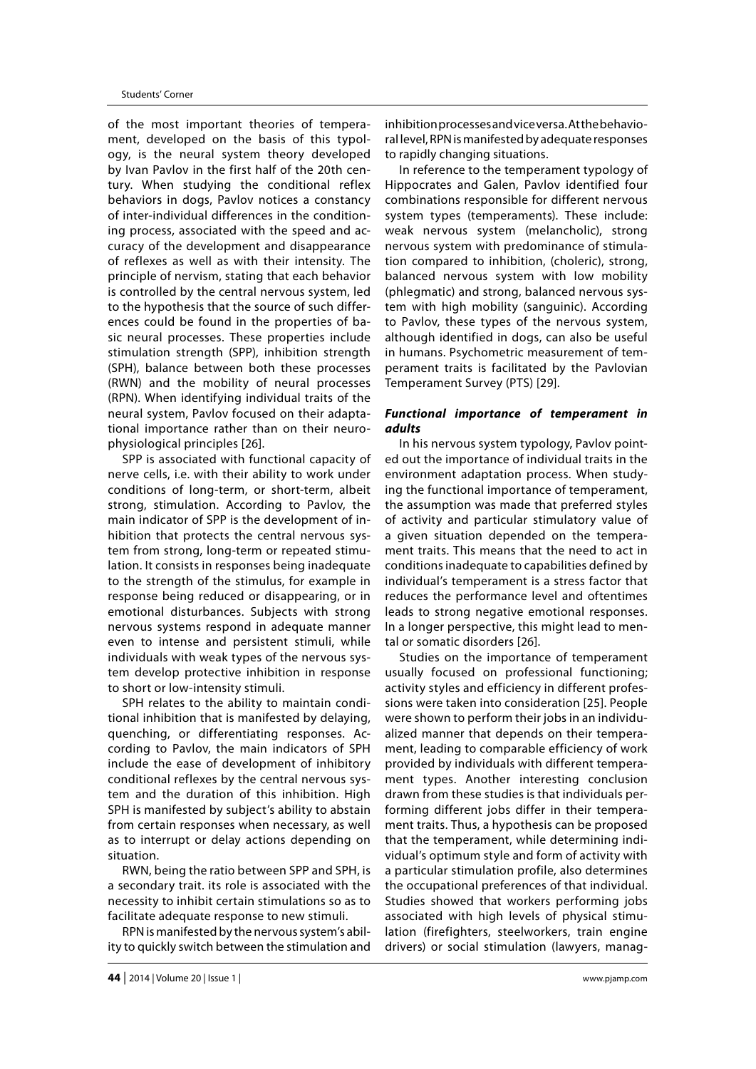of the most important theories of temperament, developed on the basis of this typology, is the neural system theory developed by Ivan Pavlov in the first half of the 20th century. When studying the conditional reflex behaviors in dogs, Pavlov notices a constancy of inter-individual differences in the conditioning process, associated with the speed and accuracy of the development and disappearance of reflexes as well as with their intensity. The principle of nervism, stating that each behavior is controlled by the central nervous system, led to the hypothesis that the source of such differences could be found in the properties of basic neural processes. These properties include stimulation strength (SPP), inhibition strength (SPH), balance between both these processes (RWN) and the mobility of neural processes (RPN). When identifying individual traits of the neural system, Pavlov focused on their adaptational importance rather than on their neurophysiological principles [26].

SPP is associated with functional capacity of nerve cells, i.e. with their ability to work under conditions of long-term, or short-term, albeit strong, stimulation. According to Pavlov, the main indicator of SPP is the development of inhibition that protects the central nervous system from strong, long-term or repeated stimulation. It consists in responses being inadequate to the strength of the stimulus, for example in response being reduced or disappearing, or in emotional disturbances. Subjects with strong nervous systems respond in adequate manner even to intense and persistent stimuli, while individuals with weak types of the nervous system develop protective inhibition in response to short or low-intensity stimuli.

SPH relates to the ability to maintain conditional inhibition that is manifested by delaying, quenching, or differentiating responses. According to Pavlov, the main indicators of SPH include the ease of development of inhibitory conditional reflexes by the central nervous system and the duration of this inhibition. High SPH is manifested by subject's ability to abstain from certain responses when necessary, as well as to interrupt or delay actions depending on situation.

RWN, being the ratio between SPP and SPH, is a secondary trait. its role is associated with the necessity to inhibit certain stimulations so as to facilitate adequate response to new stimuli.

RPN is manifested by the nervous system's ability to quickly switch between the stimulation and inhibition processes and vice versa. At the behavioral level, RPN is manifested by adequate responses to rapidly changing situations.

In reference to the temperament typology of Hippocrates and Galen, Pavlov identified four combinations responsible for different nervous system types (temperaments). These include: weak nervous system (melancholic), strong nervous system with predominance of stimulation compared to inhibition, (choleric), strong, balanced nervous system with low mobility (phlegmatic) and strong, balanced nervous system with high mobility (sanguinic). According to Pavlov, these types of the nervous system, although identified in dogs, can also be useful in humans. Psychometric measurement of temperament traits is facilitated by the Pavlovian Temperament Survey (PTS) [29].

### ***Functional importance of temperament in adults***

In his nervous system typology, Pavlov pointed out the importance of individual traits in the environment adaptation process. When studying the functional importance of temperament, the assumption was made that preferred styles of activity and particular stimulatory value of a given situation depended on the temperament traits. This means that the need to act in conditions inadequate to capabilities defined by individual's temperament is a stress factor that reduces the performance level and oftentimes leads to strong negative emotional responses. In a longer perspective, this might lead to mental or somatic disorders [26].

Studies on the importance of temperament usually focused on professional functioning; activity styles and efficiency in different professions were taken into consideration [25]. People were shown to perform their jobs in an individualized manner that depends on their temperament, leading to comparable efficiency of work provided by individuals with different temperament types. Another interesting conclusion drawn from these studies is that individuals performing different jobs differ in their temperament traits. Thus, a hypothesis can be proposed that the temperament, while determining individual's optimum style and form of activity with a particular stimulation profile, also determines the occupational preferences of that individual. Studies showed that workers performing jobs associated with high levels of physical stimulation (firefighters, steelworkers, train engine drivers) or social stimulation (lawyers, manag-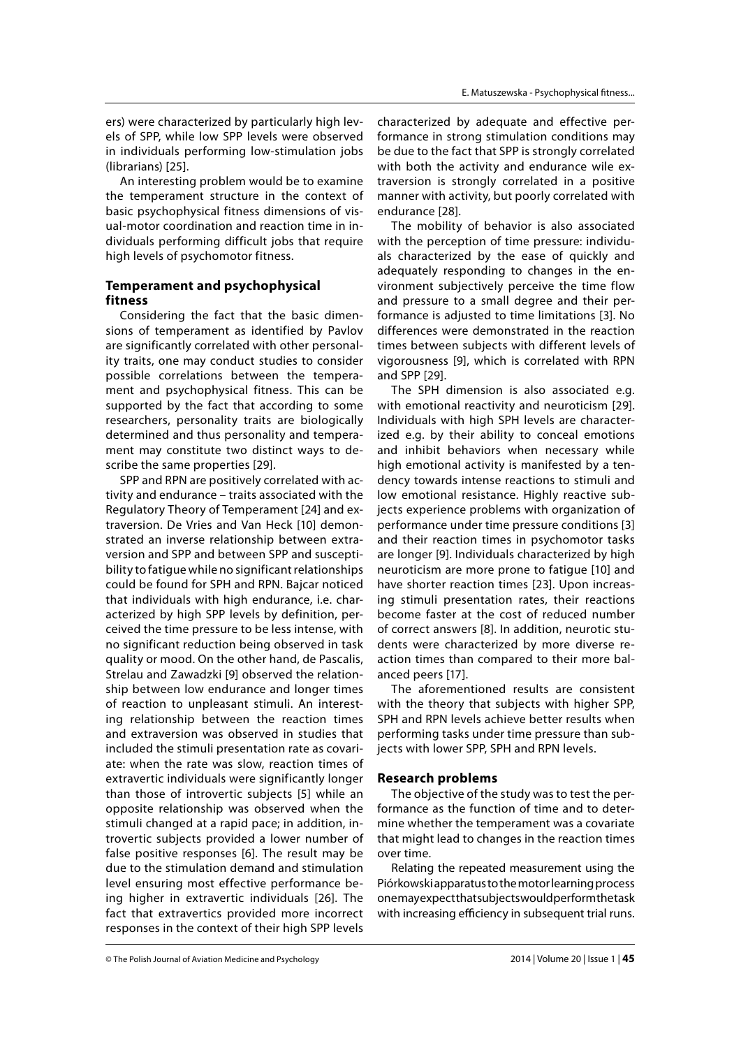ers) were characterized by particularly high levels of SPP, while low SPP levels were observed in individuals performing low-stimulation jobs (librarians) [25].

An interesting problem would be to examine the temperament structure in the context of basic psychophysical fitness dimensions of visual-motor coordination and reaction time in individuals performing difficult jobs that require high levels of psychomotor fitness.

## Temperament and psychophysical fitness

Considering the fact that the basic dimensions of temperament as identified by Pavlov are significantly correlated with other personality traits, one may conduct studies to consider possible correlations between the temperament and psychophysical fitness. This can be supported by the fact that according to some researchers, personality traits are biologically determined and thus personality and temperament may constitute two distinct ways to describe the same properties [29].

SPP and RPN are positively correlated with activity and endurance – traits associated with the Regulatory Theory of Temperament [24] and extraversion. De Vries and Van Heck [10] demonstrated an inverse relationship between extraversion and SPP and between SPP and susceptibility to fatigue while no significant relationships could be found for SPH and RPN. Bajcar noticed that individuals with high endurance, i.e. characterized by high SPP levels by definition, perceived the time pressure to be less intense, with no significant reduction being observed in task quality or mood. On the other hand, de Pascalis, Strelau and Zawadzki [9] observed the relationship between low endurance and longer times of reaction to unpleasant stimuli. An interesting relationship between the reaction times and extraversion was observed in studies that included the stimuli presentation rate as covariate: when the rate was slow, reaction times of extravertic individuals were significantly longer than those of introvertic subjects [5] while an opposite relationship was observed when the stimuli changed at a rapid pace; in addition, introvertic subjects provided a lower number of false positive responses [6]. The result may be due to the stimulation demand and stimulation level ensuring most effective performance being higher in extravertic individuals [26]. The fact that extravertics provided more incorrect responses in the context of their high SPP levels characterized by adequate and effective performance in strong stimulation conditions may be due to the fact that SPP is strongly correlated with both the activity and endurance wile extraversion is strongly correlated in a positive manner with activity, but poorly correlated with endurance [28].

The mobility of behavior is also associated with the perception of time pressure: individuals characterized by the ease of quickly and adequately responding to changes in the environment subjectively perceive the time flow and pressure to a small degree and their performance is adjusted to time limitations [3]. No differences were demonstrated in the reaction times between subjects with different levels of vigorousness [9], which is correlated with RPN and SPP [29].

The SPH dimension is also associated e.g. with emotional reactivity and neuroticism [29]. Individuals with high SPH levels are characterized e.g. by their ability to conceal emotions and inhibit behaviors when necessary while high emotional activity is manifested by a tendency towards intense reactions to stimuli and low emotional resistance. Highly reactive subjects experience problems with organization of performance under time pressure conditions [3] and their reaction times in psychomotor tasks are longer [9]. Individuals characterized by high neuroticism are more prone to fatigue [10] and have shorter reaction times [23]. Upon increasing stimuli presentation rates, their reactions become faster at the cost of reduced number of correct answers [8]. In addition, neurotic students were characterized by more diverse reaction times than compared to their more balanced peers [17].

The aforementioned results are consistent with the theory that subjects with higher SPP, SPH and RPN levels achieve better results when performing tasks under time pressure than subjects with lower SPP, SPH and RPN levels.

## Research problems

The objective of the study was to test the performance as the function of time and to determine whether the temperament was a covariate that might lead to changes in the reaction times over time.

Relating the repeated measurement using the Piórkowski apparatus to the motor learning process one may expect that subjects would perform the task with increasing efficiency in subsequent trial runs.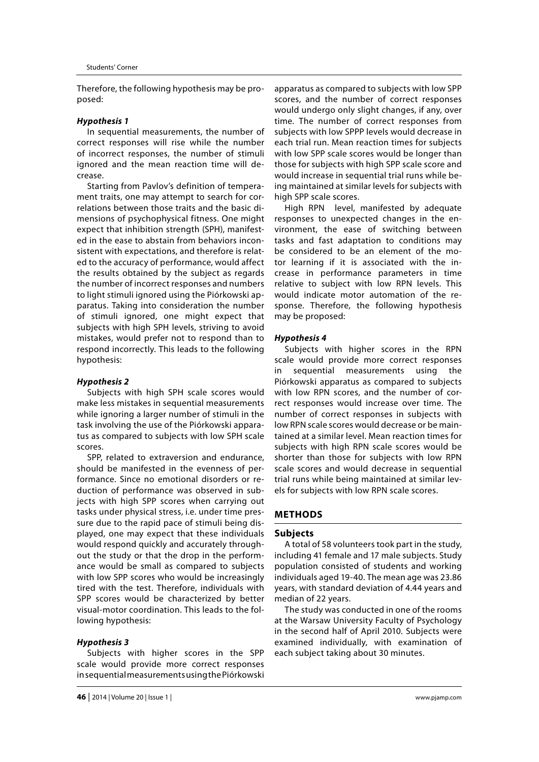Therefore, the following hypothesis may be proposed:

***Hypothesis 1***

In sequential measurements, the number of correct responses will rise while the number of incorrect responses, the number of stimuli ignored and the mean reaction time will decrease.

Starting from Pavlov's definition of temperament traits, one may attempt to search for correlations between those traits and the basic dimensions of psychophysical fitness. One might expect that inhibition strength (SPH), manifested in the ease to abstain from behaviors inconsistent with expectations, and therefore is related to the accuracy of performance, would affect the results obtained by the subject as regards the number of incorrect responses and numbers to light stimuli ignored using the Piórkowski apparatus. Taking into consideration the number of stimuli ignored, one might expect that subjects with high SPH levels, striving to avoid mistakes, would prefer not to respond than to respond incorrectly. This leads to the following hypothesis:

***Hypothesis 2***

Subjects with high SPH scale scores would make less mistakes in sequential measurements while ignoring a larger number of stimuli in the task involving the use of the Piórkowski apparatus as compared to subjects with low SPH scale scores.

SPP, related to extraversion and endurance, should be manifested in the evenness of performance. Since no emotional disorders or reduction of performance was observed in subjects with high SPP scores when carrying out tasks under physical stress, i.e. under time pressure due to the rapid pace of stimuli being displayed, one may expect that these individuals would respond quickly and accurately throughout the study or that the drop in the performance would be small as compared to subjects with low SPP scores who would be increasingly tired with the test. Therefore, individuals with SPP scores would be characterized by better visual-motor coordination. This leads to the following hypothesis:

***Hypothesis 3***

Subjects with higher scores in the SPP scale would provide more correct responses in sequential measurements using the Piórkowski apparatus as compared to subjects with low SPP scores, and the number of correct responses would undergo only slight changes, if any, over time. The number of correct responses from subjects with low SPPP levels would decrease in each trial run. Mean reaction times for subjects with low SPP scale scores would be longer than those for subjects with high SPP scale score and would increase in sequential trial runs while being maintained at similar levels for subjects with high SPP scale scores.

High RPN level, manifested by adequate responses to unexpected changes in the environment, the ease of switching between tasks and fast adaptation to conditions may be considered to be an element of the motor learning if it is associated with the increase in performance parameters in time relative to subject with low RPN levels. This would indicate motor automation of the response. Therefore, the following hypothesis may be proposed:

***Hypothesis 4***

Subjects with higher scores in the RPN scale would provide more correct responses in sequential measurements using the Piórkowski apparatus as compared to subjects with low RPN scores, and the number of correct responses would increase over time. The number of correct responses in subjects with low RPN scale scores would decrease or be maintained at a similar level. Mean reaction times for subjects with high RPN scale scores would be shorter than those for subjects with low RPN scale scores and would decrease in sequential trial runs while being maintained at similar levels for subjects with low RPN scale scores.

## METHODS

### Subjects

A total of 58 volunteers took part in the study, including 41 female and 17 male subjects. Study population consisted of students and working individuals aged 19-40. The mean age was 23.86 years, with standard deviation of 4.44 years and median of 22 years.

The study was conducted in one of the rooms at the Warsaw University Faculty of Psychology in the second half of April 2010. Subjects were examined individually, with examination of each subject taking about 30 minutes.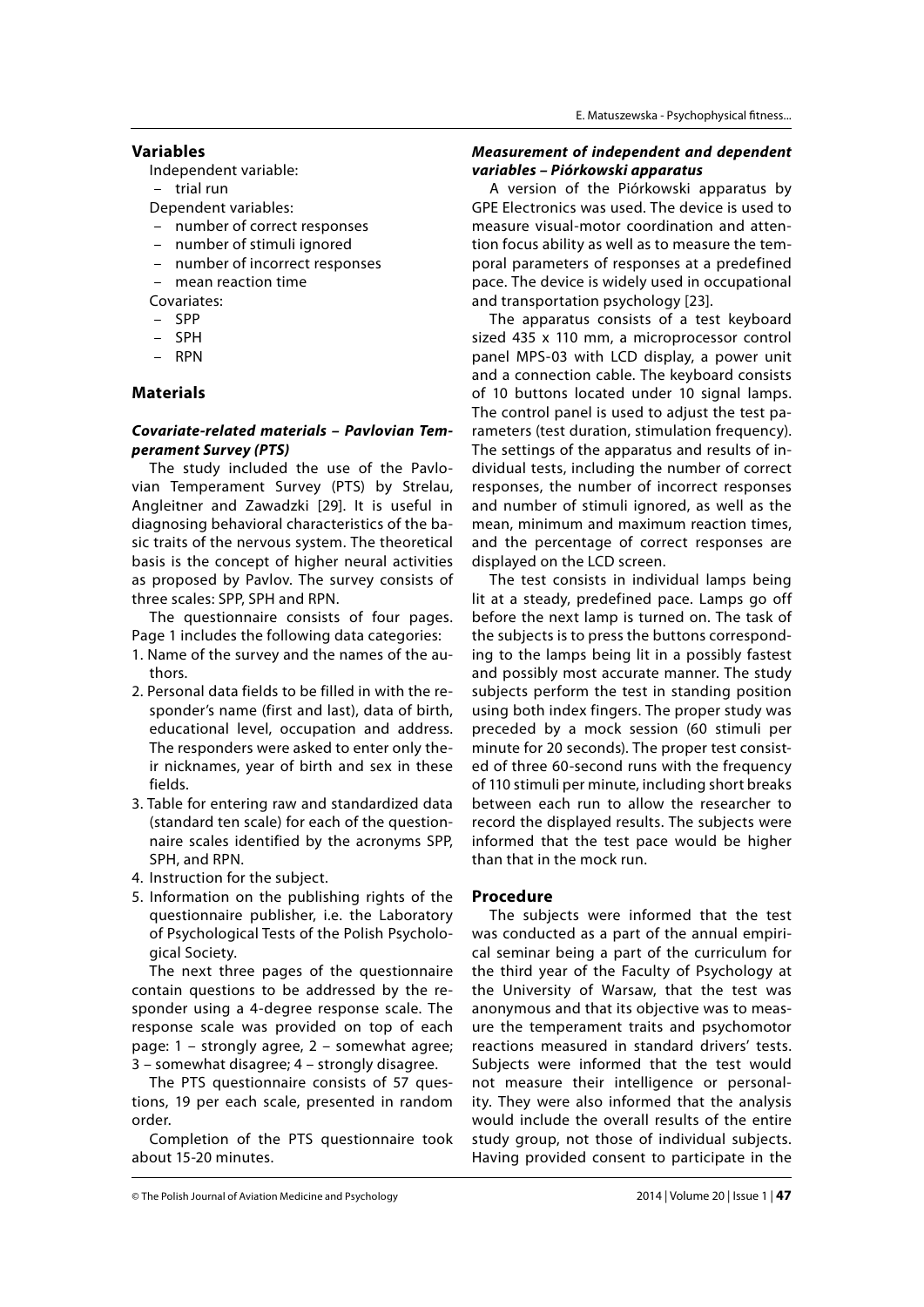## Variables

Independent variable:

– trial run

Dependent variables:

– number of correct responses
– number of stimuli ignored
– number of incorrect responses
– mean reaction time

Covariates:

– SPP
– SPH
– RPN

## Materials

### *Covariate-related materials – Pavlovian Temperament Survey (PTS)*

The study included the use of the Pavlovian Temperament Survey (PTS) by Strelau, Angleitner and Zawadzki [29]. It is useful in diagnosing behavioral characteristics of the basic traits of the nervous system. The theoretical basis is the concept of higher neural activities as proposed by Pavlov. The survey consists of three scales: SPP, SPH and RPN.

The questionnaire consists of four pages. Page 1 includes the following data categories:

1. Name of the survey and the names of the authors.
2. Personal data fields to be filled in with the responder's name (first and last), data of birth, educational level, occupation and address. The responders were asked to enter only their nicknames, year of birth and sex in these fields.
3. Table for entering raw and standardized data (standard ten scale) for each of the questionnaire scales identified by the acronyms SPP, SPH, and RPN.
4. Instruction for the subject.
5. Information on the publishing rights of the questionnaire publisher, i.e. the Laboratory of Psychological Tests of the Polish Psychological Society.

The next three pages of the questionnaire contain questions to be addressed by the responder using a 4-degree response scale. The response scale was provided on top of each page: 1 – strongly agree, 2 – somewhat agree; 3 – somewhat disagree; 4 – strongly disagree.

The PTS questionnaire consists of 57 questions, 19 per each scale, presented in random order.

Completion of the PTS questionnaire took about 15-20 minutes.

### *Measurement of independent and dependent variables – Piórkowski apparatus*

A version of the Piórkowski apparatus by GPE Electronics was used. The device is used to measure visual-motor coordination and attention focus ability as well as to measure the temporal parameters of responses at a predefined pace. The device is widely used in occupational and transportation psychology [23].

The apparatus consists of a test keyboard sized 435 x 110 mm, a microprocessor control panel MPS-03 with LCD display, a power unit and a connection cable. The keyboard consists of 10 buttons located under 10 signal lamps. The control panel is used to adjust the test parameters (test duration, stimulation frequency). The settings of the apparatus and results of individual tests, including the number of correct responses, the number of incorrect responses and number of stimuli ignored, as well as the mean, minimum and maximum reaction times, and the percentage of correct responses are displayed on the LCD screen.

The test consists in individual lamps being lit at a steady, predefined pace. Lamps go off before the next lamp is turned on. The task of the subjects is to press the buttons corresponding to the lamps being lit in a possibly fastest and possibly most accurate manner. The study subjects perform the test in standing position using both index fingers. The proper study was preceded by a mock session (60 stimuli per minute for 20 seconds). The proper test consisted of three 60-second runs with the frequency of 110 stimuli per minute, including short breaks between each run to allow the researcher to record the displayed results. The subjects were informed that the test pace would be higher than that in the mock run.

## Procedure

The subjects were informed that the test was conducted as a part of the annual empirical seminar being a part of the curriculum for the third year of the Faculty of Psychology at the University of Warsaw, that the test was anonymous and that its objective was to measure the temperament traits and psychomotor reactions measured in standard drivers' tests. Subjects were informed that the test would not measure their intelligence or personality. They were also informed that the analysis would include the overall results of the entire study group, not those of individual subjects. Having provided consent to participate in the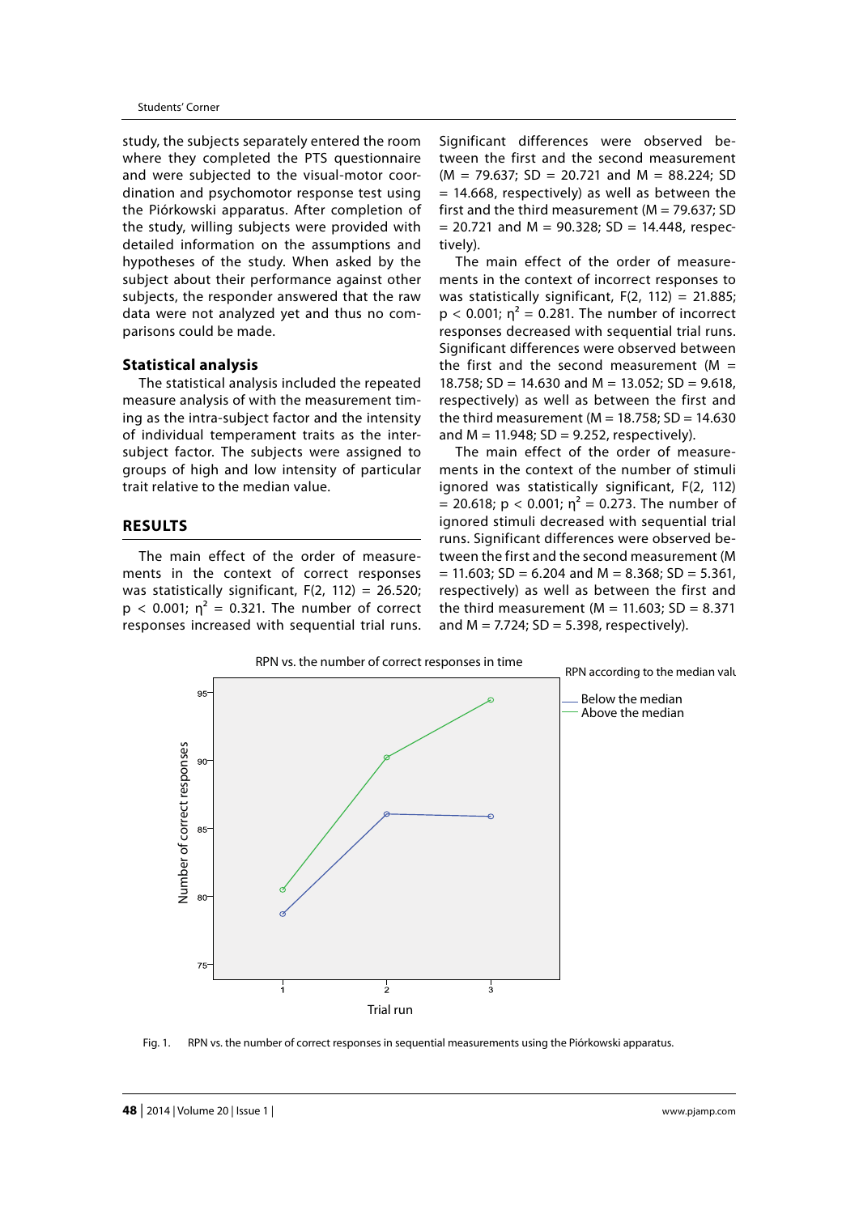study, the subjects separately entered the room where they completed the PTS questionnaire and were subjected to the visual-motor coordination and psychomotor response test using the Piórkowski apparatus. After completion of the study, willing subjects were provided with detailed information on the assumptions and hypotheses of the study. When asked by the subject about their performance against other subjects, the responder answered that the raw data were not analyzed yet and thus no comparisons could be made.

### Statistical analysis

The statistical analysis included the repeated measure analysis of with the measurement timing as the intra-subject factor and the intensity of individual temperament traits as the inter-subject factor. The subjects were assigned to groups of high and low intensity of particular trait relative to the median value.

## RESULTS

The main effect of the order of measurements in the context of correct responses was statistically significant, $F(2, 112) = 26.520$; $p < 0.001$; $\eta^2 = 0.321$. The number of correct responses increased with sequential trial runs. Significant differences were observed between the first and the second measurement ($M = 79.637$; $SD = 20.721$ and $M = 88.224$; $SD = 14.668$, respectively) as well as between the first and the third measurement ($M = 79.637$; $SD = 20.721$ and $M = 90.328$; $SD = 14.448$, respectively).

The main effect of the order of measurements in the context of incorrect responses to was statistically significant, $F(2, 112) = 21.885$; $p < 0.001$; $\eta^2 = 0.281$. The number of incorrect responses decreased with sequential trial runs. Significant differences were observed between the first and the second measurement ($M = 18.758$; $SD = 14.630$ and $M = 13.052$; $SD = 9.618$, respectively) as well as between the first and the third measurement ($M = 18.758$; $SD = 14.630$ and $M = 11.948$; $SD = 9.252$, respectively).

The main effect of the order of measurements in the context of the number of stimuli ignored was statistically significant, $F(2, 112) = 20.618$; $p < 0.001$; $\eta^2 = 0.273$. The number of ignored stimuli decreased with sequential trial runs. Significant differences were observed between the first and the second measurement ($M = 11.603$; $SD = 6.204$ and $M = 8.368$; $SD = 5.361$, respectively) as well as between the first and the third measurement ($M = 11.603$; $SD = 8.371$ and $M = 7.724$; $SD = 5.398$, respectively).

Fig. 1. RPN vs. the number of correct responses in sequential measurements using the Piórkowski apparatus.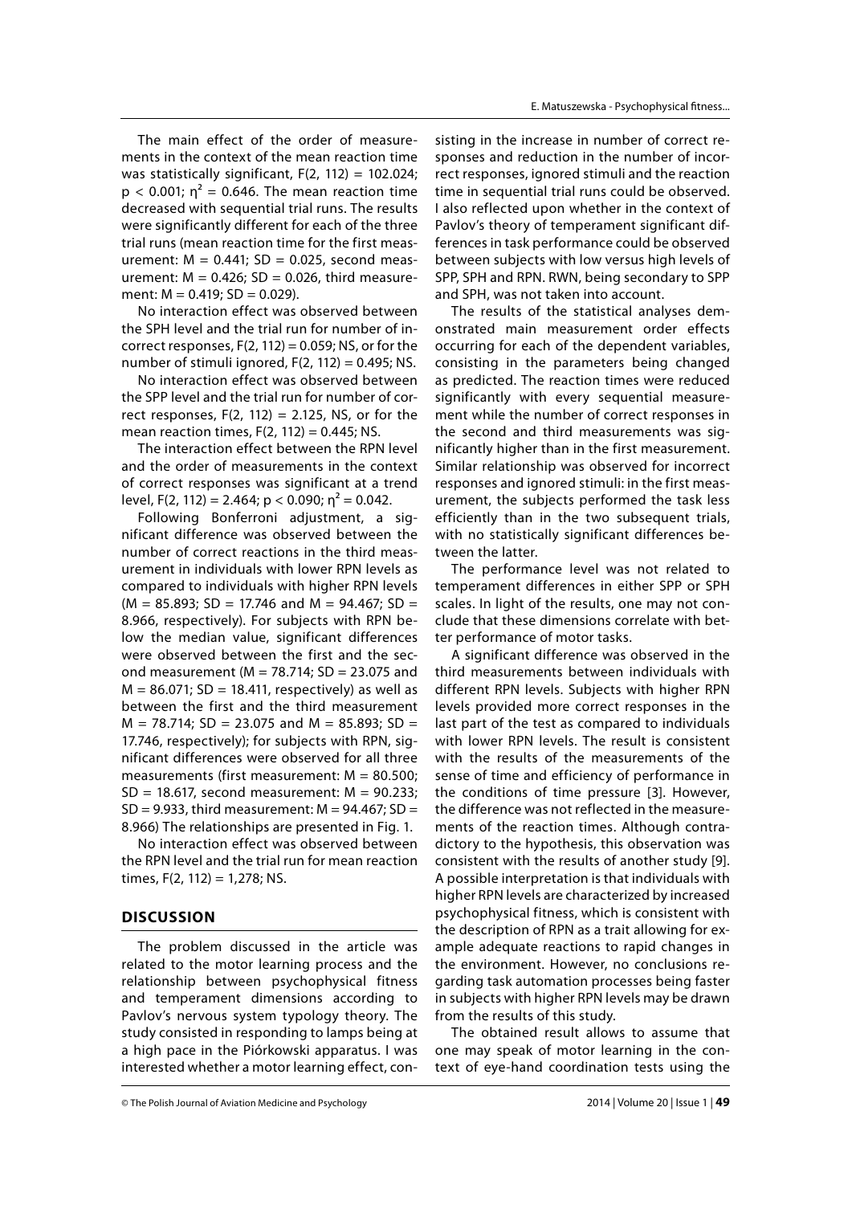The main effect of the order of measurements in the context of the mean reaction time was statistically significant, $F(2, 112) = 102.024$; $p < 0.001$; $\eta^2 = 0.646$. The mean reaction time decreased with sequential trial runs. The results were significantly different for each of the three trial runs (mean reaction time for the first measurement: $M = 0.441$; $SD = 0.025$, second measurement: $M = 0.426$; $SD = 0.026$, third measurement: $M = 0.419$; $SD = 0.029$).

No interaction effect was observed between the SPH level and the trial run for number of incorrect responses, $F(2, 112) = 0.059$; NS, or for the number of stimuli ignored, $F(2, 112) = 0.495$; NS.

No interaction effect was observed between the SPP level and the trial run for number of correct responses, $F(2, 112) = 2.125$, NS, or for the mean reaction times, $F(2, 112) = 0.445$; NS.

The interaction effect between the RPN level and the order of measurements in the context of correct responses was significant at a trend level, $F(2, 112) = 2.464$; $p < 0.090$; $\eta^2 = 0.042$.

Following Bonferroni adjustment, a significant difference was observed between the number of correct reactions in the third measurement in individuals with lower RPN levels as compared to individuals with higher RPN levels ($M = 85.893$; $SD = 17.746$ and $M = 94.467$; $SD = 8.966$, respectively). For subjects with RPN below the median value, significant differences were observed between the first and the second measurement ($M = 78.714$; $SD = 23.075$ and $M = 86.071$; $SD = 18.411$, respectively) as well as between the first and the third measurement $M = 78.714$; $SD = 23.075$ and $M = 85.893$; $SD = 17.746$, respectively); for subjects with RPN, significant differences were observed for all three measurements (first measurement: $M = 80.500$; $SD = 18.617$, second measurement: $M = 90.233$; $SD = 9.933$, third measurement: $M = 94.467$; $SD = 8.966$) The relationships are presented in Fig. 1.

No interaction effect was observed between the RPN level and the trial run for mean reaction times, $F(2, 112) = 1{,}278$; NS.

## DISCUSSION

The problem discussed in the article was related to the motor learning process and the relationship between psychophysical fitness and temperament dimensions according to Pavlov's nervous system typology theory. The study consisted in responding to lamps being at a high pace in the Piórkowski apparatus. I was interested whether a motor learning effect, consisting in the increase in number of correct responses and reduction in the number of incorrect responses, ignored stimuli and the reaction time in sequential trial runs could be observed. I also reflected upon whether in the context of Pavlov's theory of temperament significant differences in task performance could be observed between subjects with low versus high levels of SPP, SPH and RPN. RWN, being secondary to SPP and SPH, was not taken into account.

The results of the statistical analyses demonstrated main measurement order effects occurring for each of the dependent variables, consisting in the parameters being changed as predicted. The reaction times were reduced significantly with every sequential measurement while the number of correct responses in the second and third measurements was significantly higher than in the first measurement. Similar relationship was observed for incorrect responses and ignored stimuli: in the first measurement, the subjects performed the task less efficiently than in the two subsequent trials, with no statistically significant differences between the latter.

The performance level was not related to temperament differences in either SPP or SPH scales. In light of the results, one may not conclude that these dimensions correlate with better performance of motor tasks.

A significant difference was observed in the third measurements between individuals with different RPN levels. Subjects with higher RPN levels provided more correct responses in the last part of the test as compared to individuals with lower RPN levels. The result is consistent with the results of the measurements of the sense of time and efficiency of performance in the conditions of time pressure [3]. However, the difference was not reflected in the measurements of the reaction times. Although contradictory to the hypothesis, this observation was consistent with the results of another study [9]. A possible interpretation is that individuals with higher RPN levels are characterized by increased psychophysical fitness, which is consistent with the description of RPN as a trait allowing for example adequate reactions to rapid changes in the environment. However, no conclusions regarding task automation processes being faster in subjects with higher RPN levels may be drawn from the results of this study.

The obtained result allows to assume that one may speak of motor learning in the context of eye-hand coordination tests using the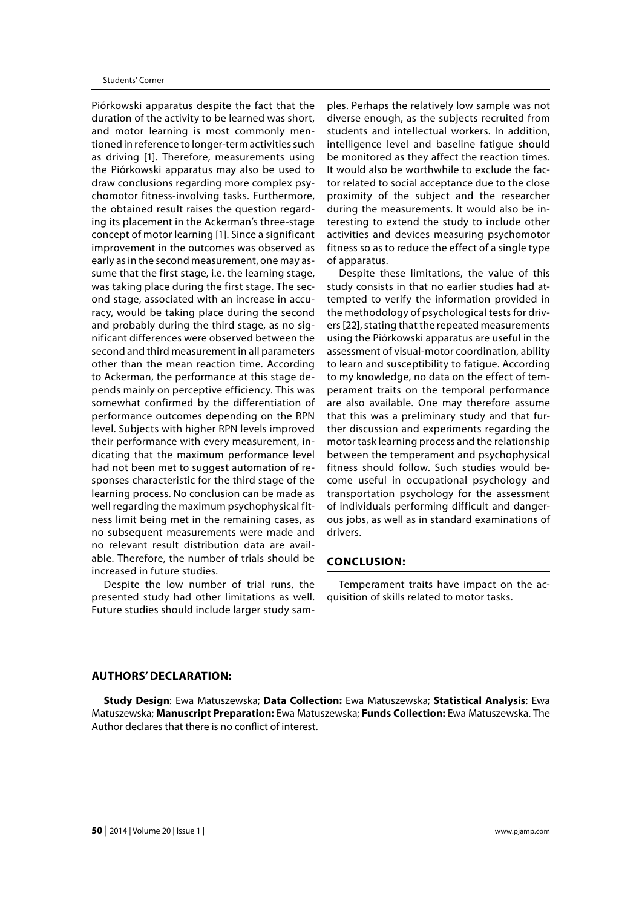Piórkowski apparatus despite the fact that the duration of the activity to be learned was short, and motor learning is most commonly mentioned in reference to longer-term activities such as driving [1]. Therefore, measurements using the Piórkowski apparatus may also be used to draw conclusions regarding more complex psychomotor fitness-involving tasks. Furthermore, the obtained result raises the question regarding its placement in the Ackerman's three-stage concept of motor learning [1]. Since a significant improvement in the outcomes was observed as early as in the second measurement, one may assume that the first stage, i.e. the learning stage, was taking place during the first stage. The second stage, associated with an increase in accuracy, would be taking place during the second and probably during the third stage, as no significant differences were observed between the second and third measurement in all parameters other than the mean reaction time. According to Ackerman, the performance at this stage depends mainly on perceptive efficiency. This was somewhat confirmed by the differentiation of performance outcomes depending on the RPN level. Subjects with higher RPN levels improved their performance with every measurement, indicating that the maximum performance level had not been met to suggest automation of responses characteristic for the third stage of the learning process. No conclusion can be made as well regarding the maximum psychophysical fitness limit being met in the remaining cases, as no subsequent measurements were made and no relevant result distribution data are available. Therefore, the number of trials should be increased in future studies.

Despite the low number of trial runs, the presented study had other limitations as well. Future studies should include larger study samples. Perhaps the relatively low sample was not diverse enough, as the subjects recruited from students and intellectual workers. In addition, intelligence level and baseline fatigue should be monitored as they affect the reaction times. It would also be worthwhile to exclude the factor related to social acceptance due to the close proximity of the subject and the researcher during the measurements. It would also be interesting to extend the study to include other activities and devices measuring psychomotor fitness so as to reduce the effect of a single type of apparatus.

Despite these limitations, the value of this study consists in that no earlier studies had attempted to verify the information provided in the methodology of psychological tests for drivers [22], stating that the repeated measurements using the Piórkowski apparatus are useful in the assessment of visual-motor coordination, ability to learn and susceptibility to fatigue. According to my knowledge, no data on the effect of temperament traits on the temporal performance are also available. One may therefore assume that this was a preliminary study and that further discussion and experiments regarding the motor task learning process and the relationship between the temperament and psychophysical fitness should follow. Such studies would become useful in occupational psychology and transportation psychology for the assessment of individuals performing difficult and dangerous jobs, as well as in standard examinations of drivers.

## CONCLUSION:

Temperament traits have impact on the acquisition of skills related to motor tasks.

## AUTHORS' DECLARATION:

**Study Design**: Ewa Matuszewska; **Data Collection:** Ewa Matuszewska; **Statistical Analysis**: Ewa Matuszewska; **Manuscript Preparation:** Ewa Matuszewska; **Funds Collection:** Ewa Matuszewska. The Author declares that there is no conflict of interest.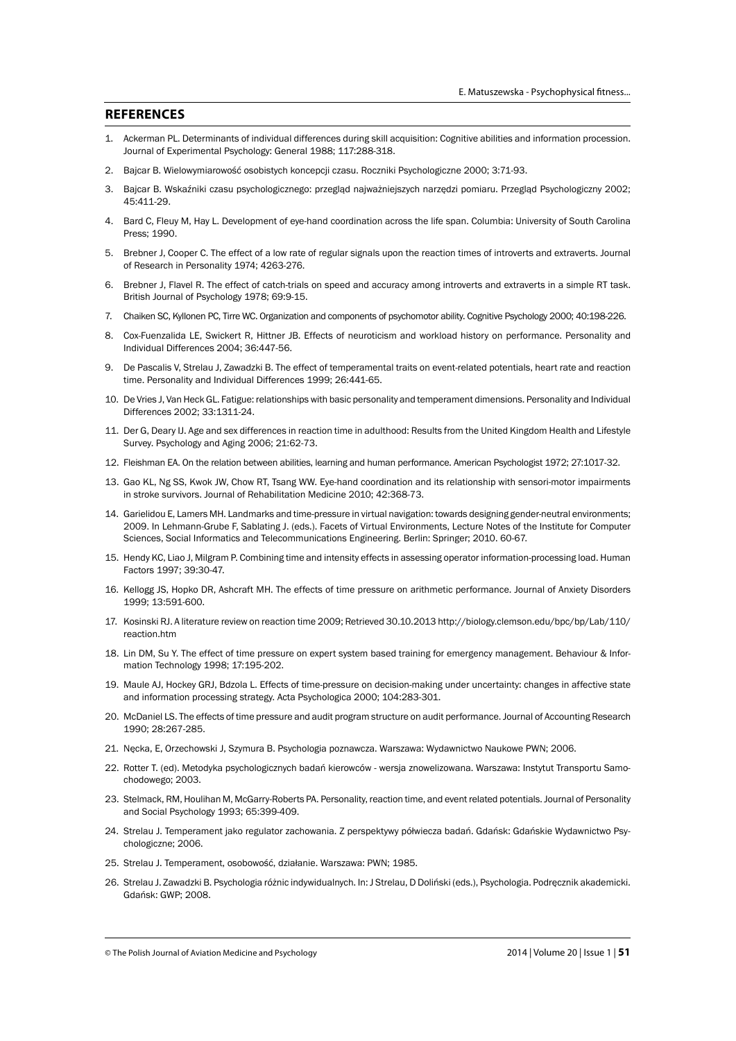## REFERENCES

1. Ackerman PL. Determinants of individual differences during skill acquisition: Cognitive abilities and information procession. Journal of Experimental Psychology: General 1988; 117:288-318.
2. Bajcar B. Wielowymiarowość osobistych koncepcji czasu. Roczniki Psychologiczne 2000; 3:71-93.
3. Bajcar B. Wskaźniki czasu psychologicznego: przegląd najważniejszych narzędzi pomiaru. Przegląd Psychologiczny 2002; 45:411-29.
4. Bard C, Fleuy M, Hay L. Development of eye-hand coordination across the life span. Columbia: University of South Carolina Press; 1990.
5. Brebner J, Cooper C. The effect of a low rate of regular signals upon the reaction times of introverts and extraverts. Journal of Research in Personality 1974; 4263-276.
6. Brebner J, Flavel R. The effect of catch-trials on speed and accuracy among introverts and extraverts in a simple RT task. British Journal of Psychology 1978; 69:9-15.
7. Chaiken SC, Kyllonen PC, Tirre WC. Organization and components of psychomotor ability. Cognitive Psychology 2000; 40:198-226.
8. Cox-Fuenzalida LE, Swickert R, Hittner JB. Effects of neuroticism and workload history on performance. Personality and Individual Differences 2004; 36:447-56.
9. De Pascalis V, Strelau J, Zawadzki B. The effect of temperamental traits on event-related potentials, heart rate and reaction time. Personality and Individual Differences 1999; 26:441-65.
10. De Vries J, Van Heck GL. Fatigue: relationships with basic personality and temperament dimensions. Personality and Individual Differences 2002; 33:1311-24.
11. Der G, Deary IJ. Age and sex differences in reaction time in adulthood: Results from the United Kingdom Health and Lifestyle Survey. Psychology and Aging 2006; 21:62-73.
12. Fleishman EA. On the relation between abilities, learning and human performance. American Psychologist 1972; 27:1017-32.
13. Gao KL, Ng SS, Kwok JW, Chow RT, Tsang WW. Eye-hand coordination and its relationship with sensori-motor impairments in stroke survivors. Journal of Rehabilitation Medicine 2010; 42:368-73.
14. Garielidou E, Lamers MH. Landmarks and time-pressure in virtual navigation: towards designing gender-neutral environments; 2009. In Lehmann-Grube F, Sablating J. (eds.). Facets of Virtual Environments, Lecture Notes of the Institute for Computer Sciences, Social Informatics and Telecommunications Engineering. Berlin: Springer; 2010. 60-67.
15. Hendy KC, Liao J, Milgram P. Combining time and intensity effects in assessing operator information-processing load. Human Factors 1997; 39:30-47.
16. Kellogg JS, Hopko DR, Ashcraft MH. The effects of time pressure on arithmetic performance. Journal of Anxiety Disorders 1999; 13:591-600.
17. Kosinski RJ. A literature review on reaction time 2009; Retrieved 30.10.2013 http://biology.clemson.edu/bpc/bp/Lab/110/reaction.htm
18. Lin DM, Su Y. The effect of time pressure on expert system based training for emergency management. Behaviour & Information Technology 1998; 17:195-202.
19. Maule AJ, Hockey GRJ, Bdzola L. Effects of time-pressure on decision-making under uncertainty: changes in affective state and information processing strategy. Acta Psychologica 2000; 104:283-301.
20. McDaniel LS. The effects of time pressure and audit program structure on audit performance. Journal of Accounting Research 1990; 28:267-285.
21. Nęcka, E, Orzechowski J, Szymura B. Psychologia poznawcza. Warszawa: Wydawnictwo Naukowe PWN; 2006.
22. Rotter T. (ed). Metodyka psychologicznych badań kierowców - wersja znowelizowana. Warszawa: Instytut Transportu Samochodowego; 2003.
23. Stelmack, RM, Houlihan M, McGarry-Roberts PA. Personality, reaction time, and event related potentials. Journal of Personality and Social Psychology 1993; 65:399-409.
24. Strelau J. Temperament jako regulator zachowania. Z perspektywy półwiecza badań. Gdańsk: Gdańskie Wydawnictwo Psychologiczne; 2006.
25. Strelau J. Temperament, osobowość, działanie. Warszawa: PWN; 1985.
26. Strelau J. Zawadzki B. Psychologia różnic indywidualnych. In: J Strelau, D Doliński (eds.), Psychologia. Podręcznik akademicki. Gdańsk: GWP; 2008.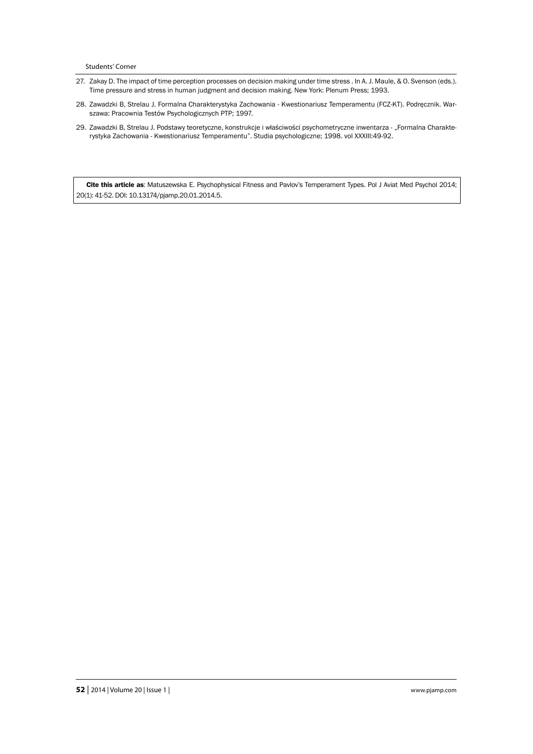27. Zakay D. The impact of time perception processes on decision making under time stress . In A. J. Maule, & O. Svenson (eds.). Time pressure and stress in human judgment and decision making. New York: Plenum Press; 1993.
28. Zawadzki B, Strelau J. Formalna Charakterystyka Zachowania - Kwestionariusz Temperamentu (FCZ-KT). Podręcznik. Warszawa: Pracownia Testów Psychologicznych PTP; 1997.
29. Zawadzki B, Strelau J. Podstawy teoretyczne, konstrukcje i właściwości psychometryczne inwentarza - „Formalna Charakterystyka Zachowania - Kwestionariusz Temperamentu". Studia psychologiczne; 1998. vol XXXIII:49-92.

**Cite this article as**: Matuszewska E. Psychophysical Fitness and Pavlov's Temperament Types. Pol J Aviat Med Psychol 2014; 20(1): 41-52. DOI: 10.13174/pjamp.20.01.2014.5.